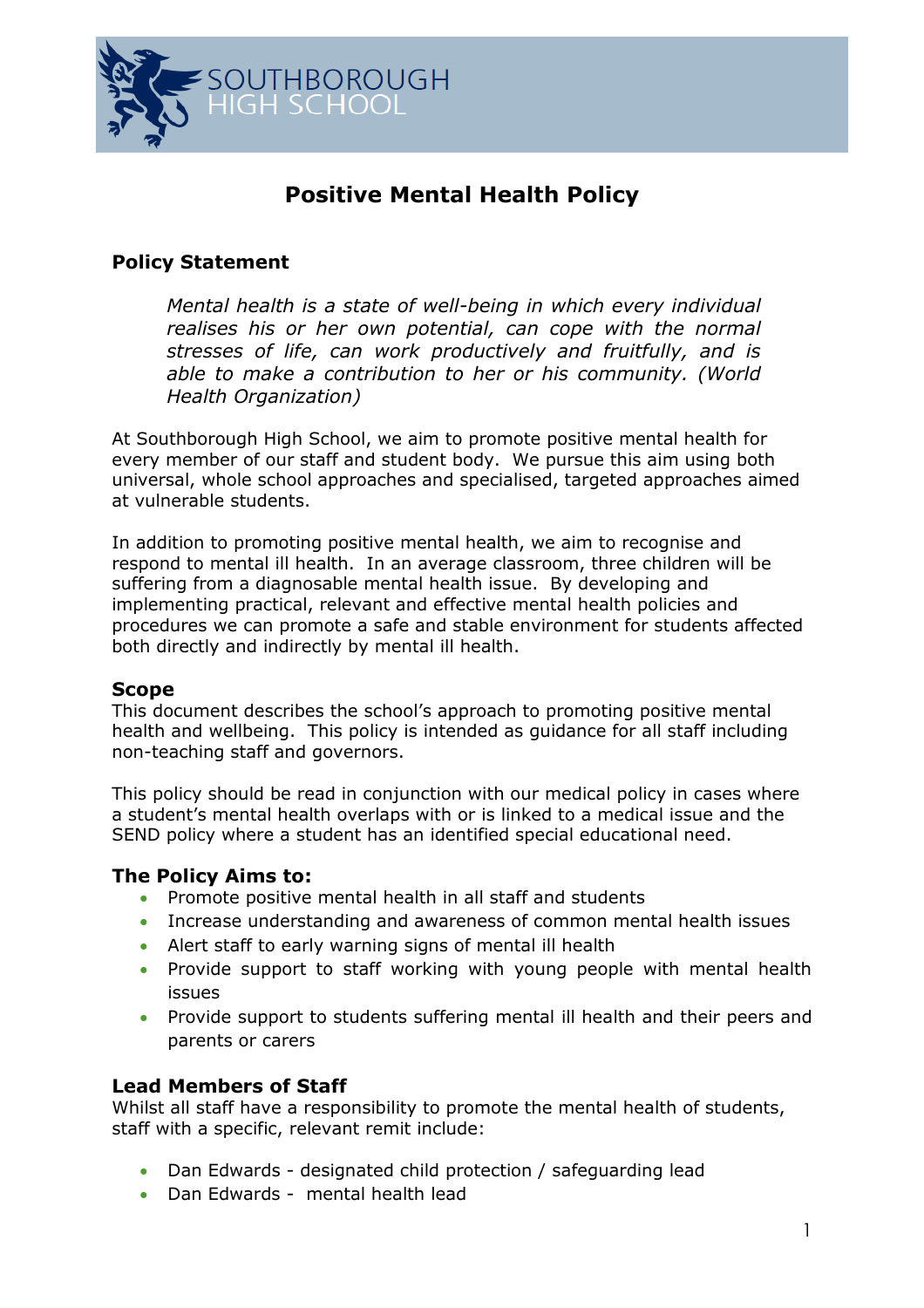SOUTHBOROUGH HIGH SCHOOL

# Positive Mental Health Policy

## Policy Statement

> *Mental health is a state of well-being in which every individual realises his or her own potential, can cope with the normal stresses of life, can work productively and fruitfully, and is able to make a contribution to her or his community. (World Health Organization)*

At Southborough High School, we aim to promote positive mental health for every member of our staff and student body. We pursue this aim using both universal, whole school approaches and specialised, targeted approaches aimed at vulnerable students.

In addition to promoting positive mental health, we aim to recognise and respond to mental ill health. In an average classroom, three children will be suffering from a diagnosable mental health issue. By developing and implementing practical, relevant and effective mental health policies and procedures we can promote a safe and stable environment for students affected both directly and indirectly by mental ill health.

## Scope

This document describes the school's approach to promoting positive mental health and wellbeing. This policy is intended as guidance for all staff including non-teaching staff and governors.

This policy should be read in conjunction with our medical policy in cases where a student's mental health overlaps with or is linked to a medical issue and the SEND policy where a student has an identified special educational need.

## The Policy Aims to:

- Promote positive mental health in all staff and students
- Increase understanding and awareness of common mental health issues
- Alert staff to early warning signs of mental ill health
- Provide support to staff working with young people with mental health issues
- Provide support to students suffering mental ill health and their peers and parents or carers

## Lead Members of Staff

Whilst all staff have a responsibility to promote the mental health of students, staff with a specific, relevant remit include:

- Dan Edwards - designated child protection / safeguarding lead
- Dan Edwards - mental health lead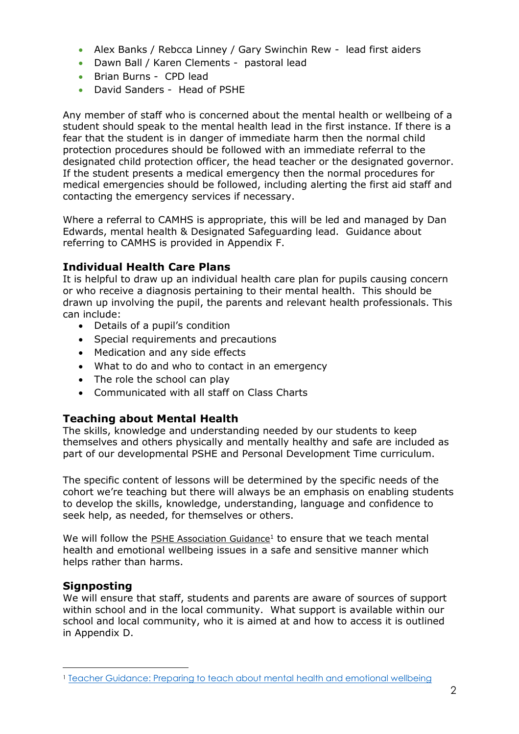- Alex Banks / Rebcca Linney / Gary Swinchin Rew - lead first aiders
- Dawn Ball / Karen Clements - pastoral lead
- Brian Burns - CPD lead
- David Sanders - Head of PSHE

Any member of staff who is concerned about the mental health or wellbeing of a student should speak to the mental health lead in the first instance. If there is a fear that the student is in danger of immediate harm then the normal child protection procedures should be followed with an immediate referral to the designated child protection officer, the head teacher or the designated governor. If the student presents a medical emergency then the normal procedures for medical emergencies should be followed, including alerting the first aid staff and contacting the emergency services if necessary.

Where a referral to CAMHS is appropriate, this will be led and managed by Dan Edwards, mental health & Designated Safeguarding lead. Guidance about referring to CAMHS is provided in Appendix F.

### Individual Health Care Plans

It is helpful to draw up an individual health care plan for pupils causing concern or who receive a diagnosis pertaining to their mental health. This should be drawn up involving the pupil, the parents and relevant health professionals. This can include:

- Details of a pupil's condition
- Special requirements and precautions
- Medication and any side effects
- What to do and who to contact in an emergency
- The role the school can play
- Communicated with all staff on Class Charts

### Teaching about Mental Health

The skills, knowledge and understanding needed by our students to keep themselves and others physically and mentally healthy and safe are included as part of our developmental PSHE and Personal Development Time curriculum.

The specific content of lessons will be determined by the specific needs of the cohort we're teaching but there will always be an emphasis on enabling students to develop the skills, knowledge, understanding, language and confidence to seek help, as needed, for themselves or others.

We will follow the PSHE Association Guidance[1] to ensure that we teach mental health and emotional wellbeing issues in a safe and sensitive manner which helps rather than harms.

### Signposting

We will ensure that staff, students and parents are aware of sources of support within school and in the local community. What support is available within our school and local community, who it is aimed at and how to access it is outlined in Appendix D.

---

[1] Teacher Guidance: Preparing to teach about mental health and emotional wellbeing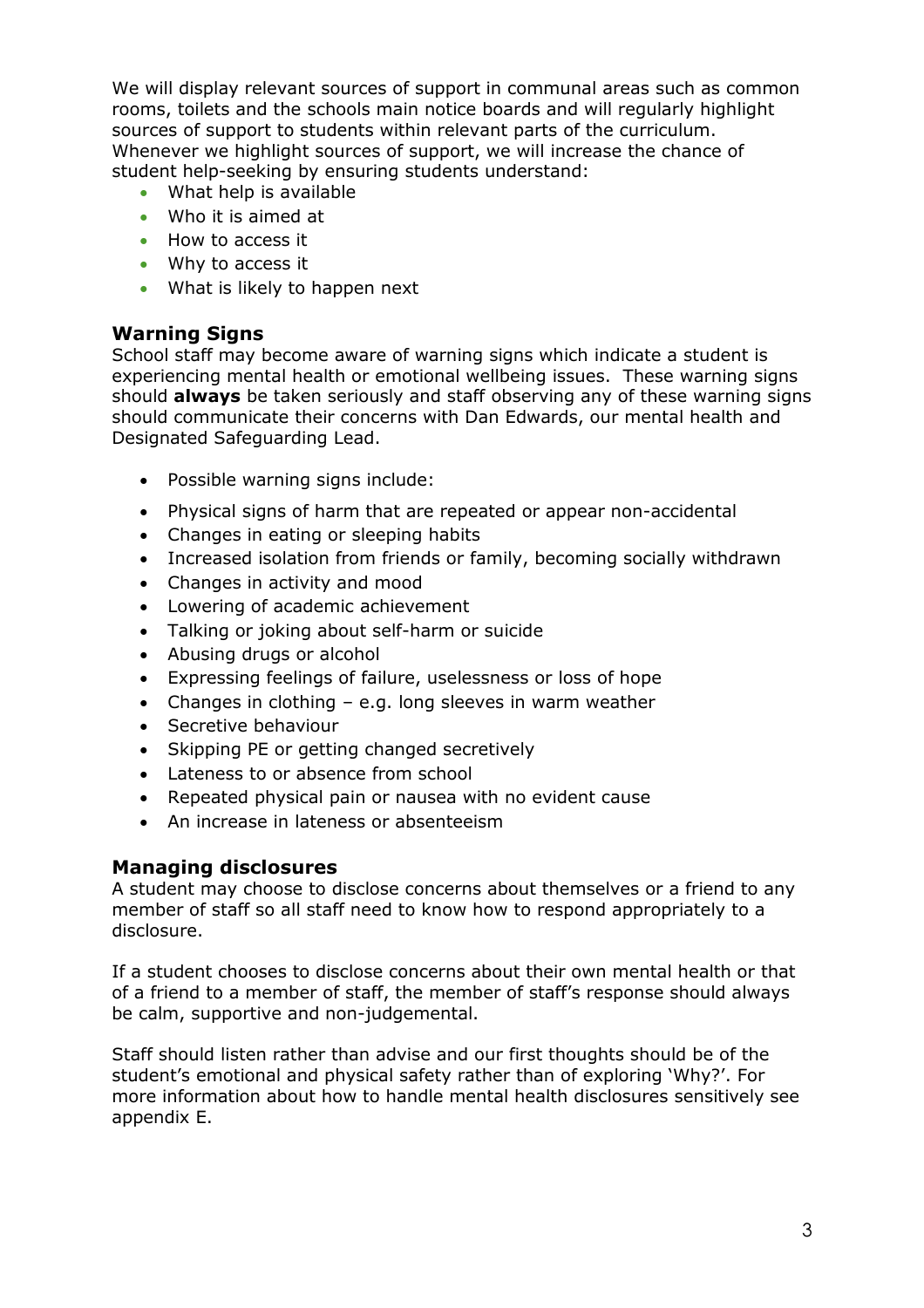We will display relevant sources of support in communal areas such as common rooms, toilets and the schools main notice boards and will regularly highlight sources of support to students within relevant parts of the curriculum. Whenever we highlight sources of support, we will increase the chance of student help-seeking by ensuring students understand:

- What help is available
- Who it is aimed at
- How to access it
- Why to access it
- What is likely to happen next

## Warning Signs

School staff may become aware of warning signs which indicate a student is experiencing mental health or emotional wellbeing issues. These warning signs should **always** be taken seriously and staff observing any of these warning signs should communicate their concerns with Dan Edwards, our mental health and Designated Safeguarding Lead.

- Possible warning signs include:
- Physical signs of harm that are repeated or appear non-accidental
- Changes in eating or sleeping habits
- Increased isolation from friends or family, becoming socially withdrawn
- Changes in activity and mood
- Lowering of academic achievement
- Talking or joking about self-harm or suicide
- Abusing drugs or alcohol
- Expressing feelings of failure, uselessness or loss of hope
- Changes in clothing – e.g. long sleeves in warm weather
- Secretive behaviour
- Skipping PE or getting changed secretively
- Lateness to or absence from school
- Repeated physical pain or nausea with no evident cause
- An increase in lateness or absenteeism

## Managing disclosures

A student may choose to disclose concerns about themselves or a friend to any member of staff so all staff need to know how to respond appropriately to a disclosure.

If a student chooses to disclose concerns about their own mental health or that of a friend to a member of staff, the member of staff's response should always be calm, supportive and non-judgemental.

Staff should listen rather than advise and our first thoughts should be of the student's emotional and physical safety rather than of exploring 'Why?'. For more information about how to handle mental health disclosures sensitively see appendix E.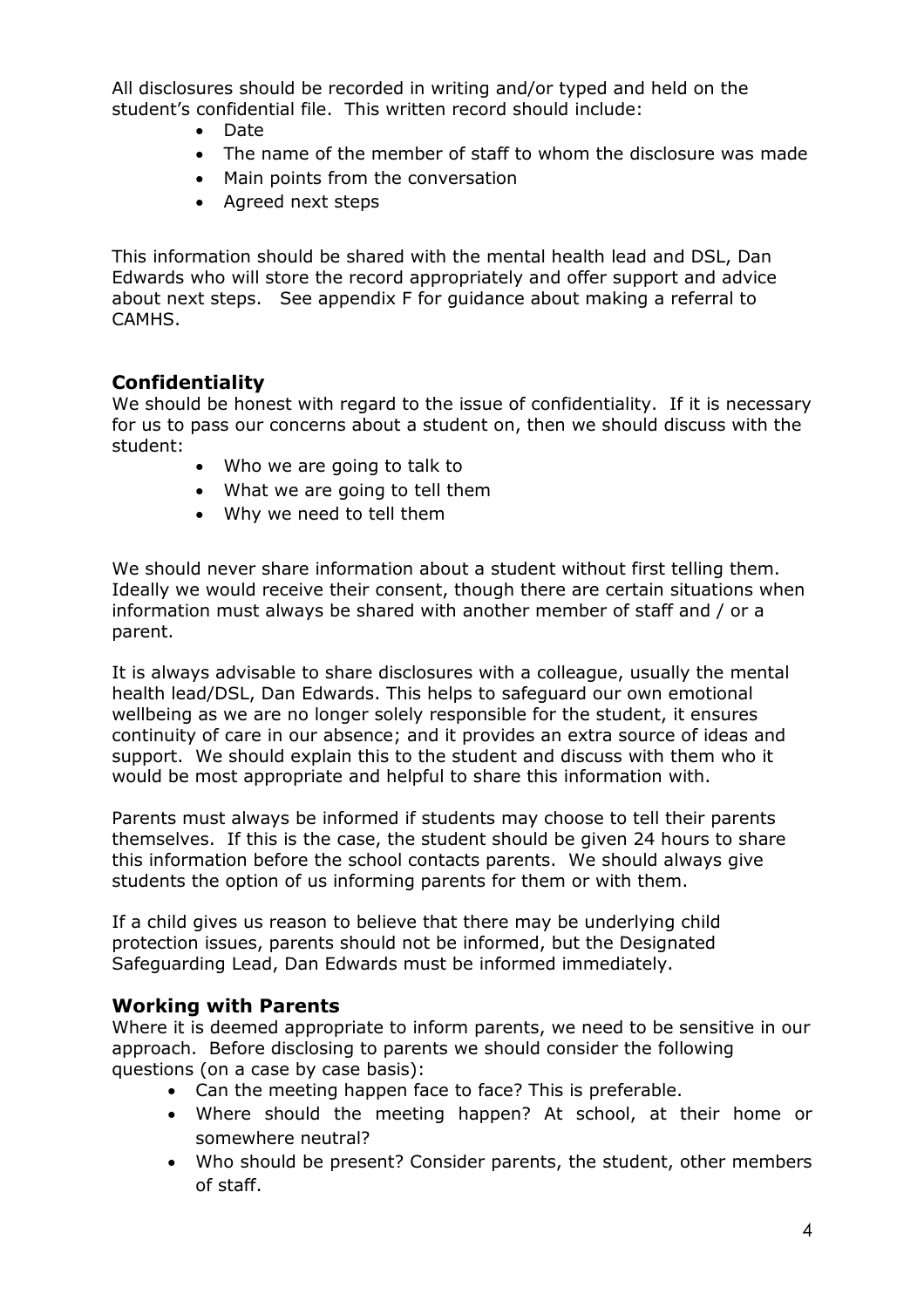All disclosures should be recorded in writing and/or typed and held on the student's confidential file. This written record should include:

- Date
- The name of the member of staff to whom the disclosure was made
- Main points from the conversation
- Agreed next steps

This information should be shared with the mental health lead and DSL, Dan Edwards who will store the record appropriately and offer support and advice about next steps. See appendix F for guidance about making a referral to CAMHS.

## Confidentiality

We should be honest with regard to the issue of confidentiality. If it is necessary for us to pass our concerns about a student on, then we should discuss with the student:

- Who we are going to talk to
- What we are going to tell them
- Why we need to tell them

We should never share information about a student without first telling them. Ideally we would receive their consent, though there are certain situations when information must always be shared with another member of staff and / or a parent.

It is always advisable to share disclosures with a colleague, usually the mental health lead/DSL, Dan Edwards. This helps to safeguard our own emotional wellbeing as we are no longer solely responsible for the student, it ensures continuity of care in our absence; and it provides an extra source of ideas and support. We should explain this to the student and discuss with them who it would be most appropriate and helpful to share this information with.

Parents must always be informed if students may choose to tell their parents themselves. If this is the case, the student should be given 24 hours to share this information before the school contacts parents. We should always give students the option of us informing parents for them or with them.

If a child gives us reason to believe that there may be underlying child protection issues, parents should not be informed, but the Designated Safeguarding Lead, Dan Edwards must be informed immediately.

## Working with Parents

Where it is deemed appropriate to inform parents, we need to be sensitive in our approach. Before disclosing to parents we should consider the following questions (on a case by case basis):

- Can the meeting happen face to face? This is preferable.
- Where should the meeting happen? At school, at their home or somewhere neutral?
- Who should be present? Consider parents, the student, other members of staff.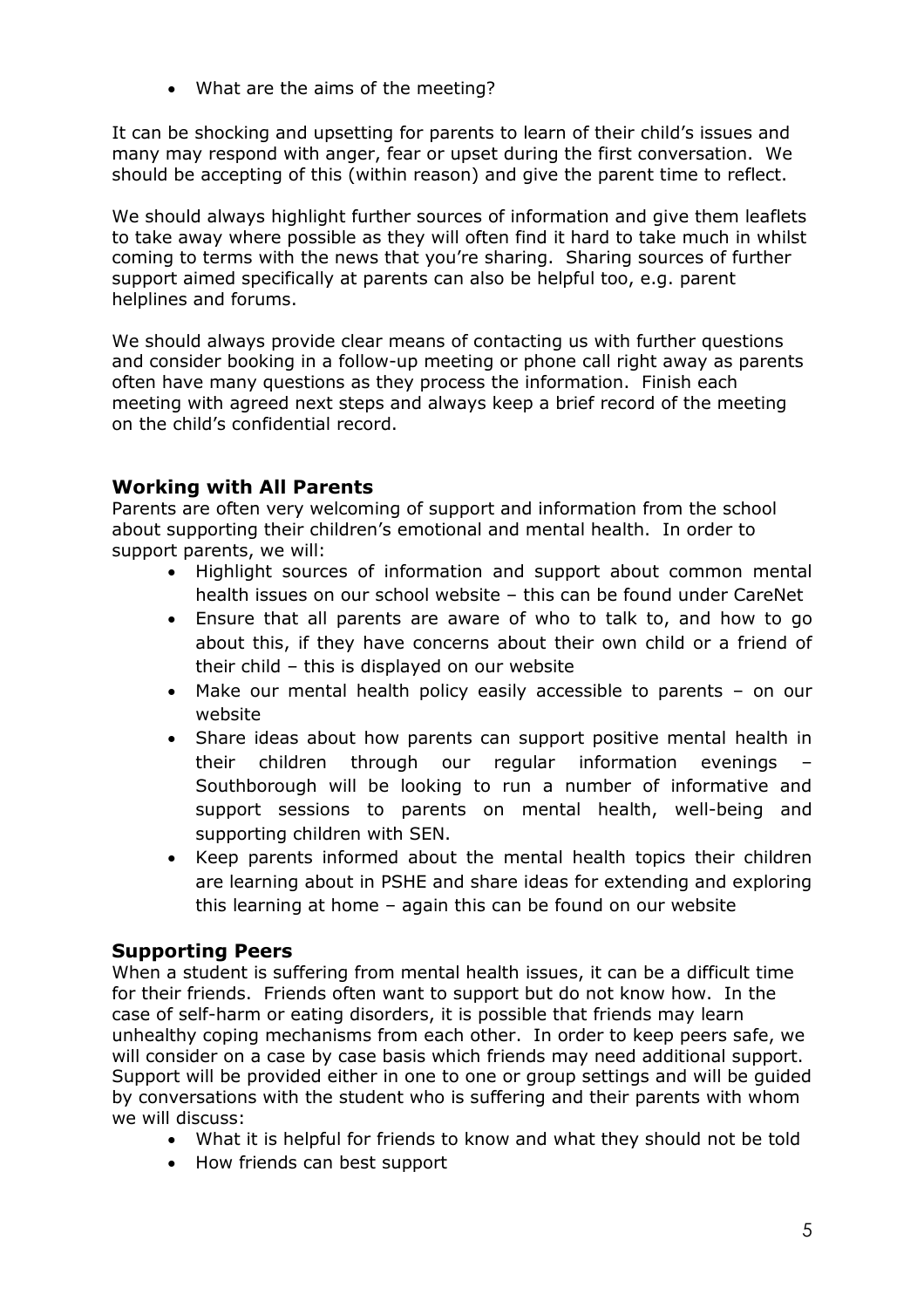- What are the aims of the meeting?

It can be shocking and upsetting for parents to learn of their child's issues and many may respond with anger, fear or upset during the first conversation. We should be accepting of this (within reason) and give the parent time to reflect.

We should always highlight further sources of information and give them leaflets to take away where possible as they will often find it hard to take much in whilst coming to terms with the news that you're sharing. Sharing sources of further support aimed specifically at parents can also be helpful too, e.g. parent helplines and forums.

We should always provide clear means of contacting us with further questions and consider booking in a follow-up meeting or phone call right away as parents often have many questions as they process the information. Finish each meeting with agreed next steps and always keep a brief record of the meeting on the child's confidential record.

## Working with All Parents

Parents are often very welcoming of support and information from the school about supporting their children's emotional and mental health. In order to support parents, we will:

- Highlight sources of information and support about common mental health issues on our school website – this can be found under CareNet
- Ensure that all parents are aware of who to talk to, and how to go about this, if they have concerns about their own child or a friend of their child – this is displayed on our website
- Make our mental health policy easily accessible to parents – on our website
- Share ideas about how parents can support positive mental health in their children through our regular information evenings – Southborough will be looking to run a number of informative and support sessions to parents on mental health, well-being and supporting children with SEN.
- Keep parents informed about the mental health topics their children are learning about in PSHE and share ideas for extending and exploring this learning at home – again this can be found on our website

## Supporting Peers

When a student is suffering from mental health issues, it can be a difficult time for their friends. Friends often want to support but do not know how. In the case of self-harm or eating disorders, it is possible that friends may learn unhealthy coping mechanisms from each other. In order to keep peers safe, we will consider on a case by case basis which friends may need additional support. Support will be provided either in one to one or group settings and will be guided by conversations with the student who is suffering and their parents with whom we will discuss:

- What it is helpful for friends to know and what they should not be told
- How friends can best support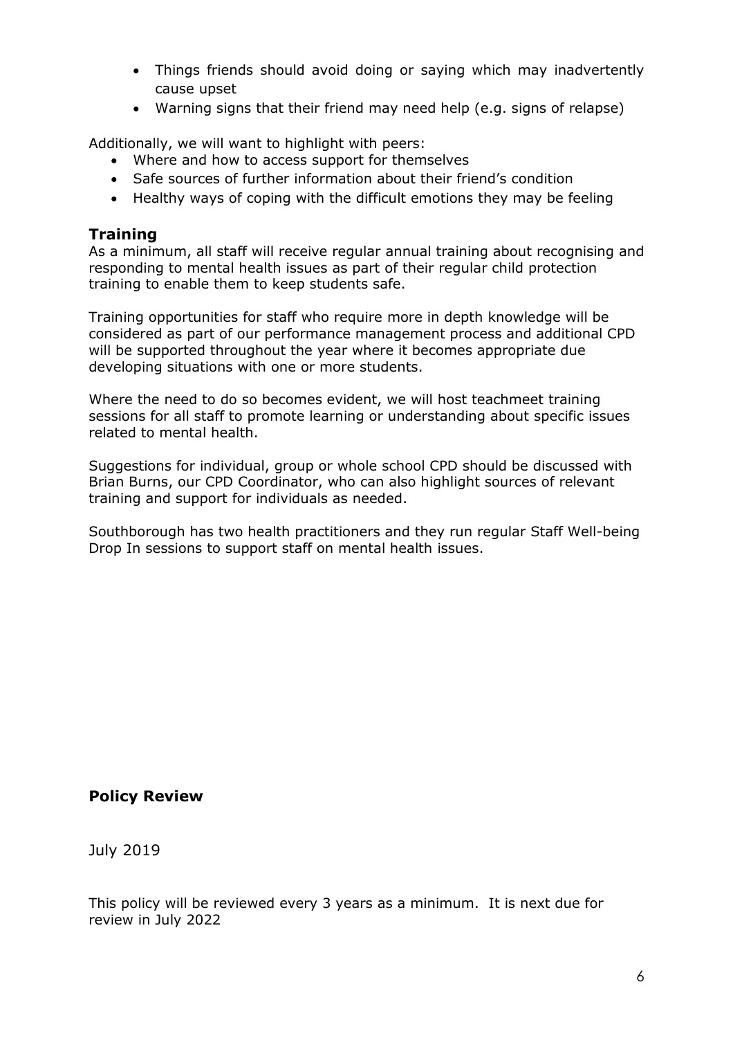- Things friends should avoid doing or saying which may inadvertently cause upset
- Warning signs that their friend may need help (e.g. signs of relapse)

Additionally, we will want to highlight with peers:

- Where and how to access support for themselves
- Safe sources of further information about their friend's condition
- Healthy ways of coping with the difficult emotions they may be feeling

## Training

As a minimum, all staff will receive regular annual training about recognising and responding to mental health issues as part of their regular child protection training to enable them to keep students safe.

Training opportunities for staff who require more in depth knowledge will be considered as part of our performance management process and additional CPD will be supported throughout the year where it becomes appropriate due developing situations with one or more students.

Where the need to do so becomes evident, we will host teachmeet training sessions for all staff to promote learning or understanding about specific issues related to mental health.

Suggestions for individual, group or whole school CPD should be discussed with Brian Burns, our CPD Coordinator, who can also highlight sources of relevant training and support for individuals as needed.

Southborough has two health practitioners and they run regular Staff Well-being Drop In sessions to support staff on mental health issues.

## Policy Review

July 2019

This policy will be reviewed every 3 years as a minimum. It is next due for review in July 2022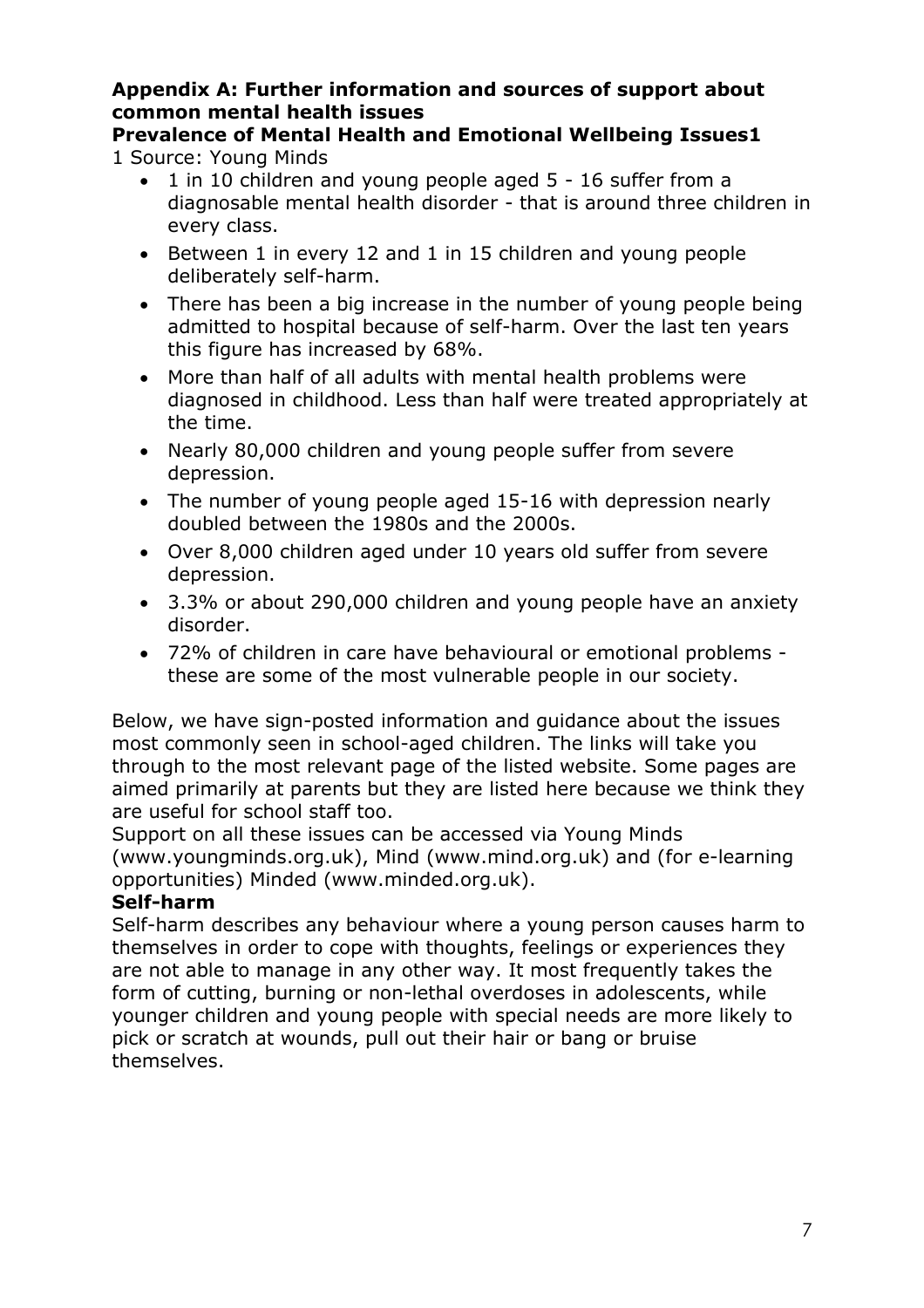## Appendix A: Further information and sources of support about common mental health issues

### Prevalence of Mental Health and Emotional Wellbeing Issues[1]

[1] Source: Young Minds

- 1 in 10 children and young people aged 5 - 16 suffer from a diagnosable mental health disorder - that is around three children in every class.
- Between 1 in every 12 and 1 in 15 children and young people deliberately self-harm.
- There has been a big increase in the number of young people being admitted to hospital because of self-harm. Over the last ten years this figure has increased by 68%.
- More than half of all adults with mental health problems were diagnosed in childhood. Less than half were treated appropriately at the time.
- Nearly 80,000 children and young people suffer from severe depression.
- The number of young people aged 15-16 with depression nearly doubled between the 1980s and the 2000s.
- Over 8,000 children aged under 10 years old suffer from severe depression.
- 3.3% or about 290,000 children and young people have an anxiety disorder.
- 72% of children in care have behavioural or emotional problems - these are some of the most vulnerable people in our society.

Below, we have sign-posted information and guidance about the issues most commonly seen in school-aged children. The links will take you through to the most relevant page of the listed website. Some pages are aimed primarily at parents but they are listed here because we think they are useful for school staff too.

Support on all these issues can be accessed via Young Minds (www.youngminds.org.uk), Mind (www.mind.org.uk) and (for e-learning opportunities) Minded (www.minded.org.uk).

### Self-harm

Self-harm describes any behaviour where a young person causes harm to themselves in order to cope with thoughts, feelings or experiences they are not able to manage in any other way. It most frequently takes the form of cutting, burning or non-lethal overdoses in adolescents, while younger children and young people with special needs are more likely to pick or scratch at wounds, pull out their hair or bang or bruise themselves.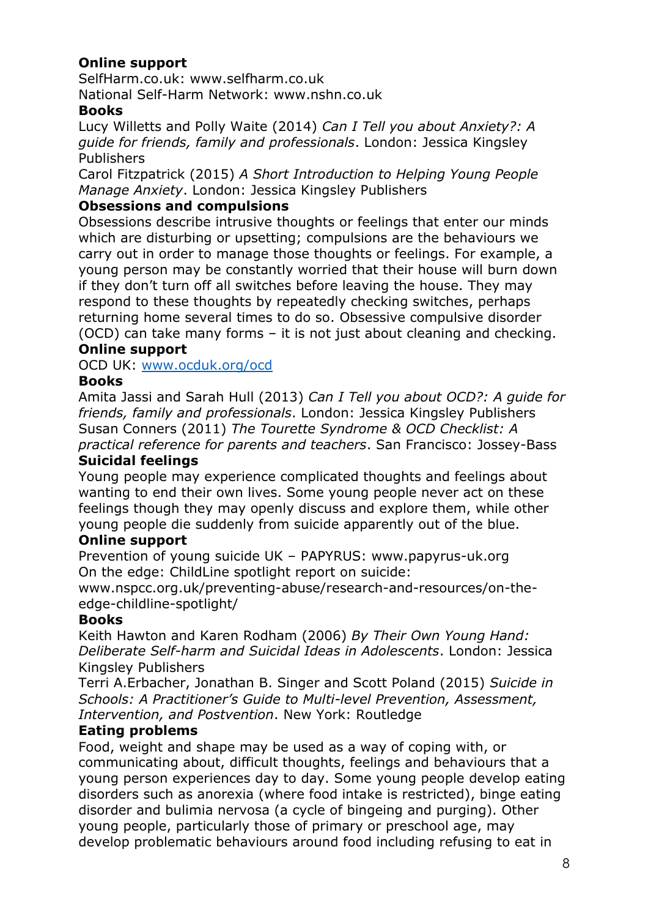### Online support

SelfHarm.co.uk: www.selfharm.co.uk
National Self-Harm Network: www.nshn.co.uk

### Books

Lucy Willetts and Polly Waite (2014) *Can I Tell you about Anxiety?: A guide for friends, family and professionals*. London: Jessica Kingsley Publishers

Carol Fitzpatrick (2015) *A Short Introduction to Helping Young People Manage Anxiety*. London: Jessica Kingsley Publishers

## Obsessions and compulsions

Obsessions describe intrusive thoughts or feelings that enter our minds which are disturbing or upsetting; compulsions are the behaviours we carry out in order to manage those thoughts or feelings. For example, a young person may be constantly worried that their house will burn down if they don't turn off all switches before leaving the house. They may respond to these thoughts by repeatedly checking switches, perhaps returning home several times to do so. Obsessive compulsive disorder (OCD) can take many forms – it is not just about cleaning and checking.

### Online support

OCD UK: [www.ocduk.org/ocd](www.ocduk.org/ocd)

### Books

Amita Jassi and Sarah Hull (2013) *Can I Tell you about OCD?: A guide for friends, family and professionals*. London: Jessica Kingsley Publishers

Susan Conners (2011) *The Tourette Syndrome & OCD Checklist: A practical reference for parents and teachers*. San Francisco: Jossey-Bass

## Suicidal feelings

Young people may experience complicated thoughts and feelings about wanting to end their own lives. Some young people never act on these feelings though they may openly discuss and explore them, while other young people die suddenly from suicide apparently out of the blue.

### Online support

Prevention of young suicide UK – PAPYRUS: www.papyrus-uk.org
On the edge: ChildLine spotlight report on suicide: www.nspcc.org.uk/preventing-abuse/research-and-resources/on-the-edge-childline-spotlight/

### Books

Keith Hawton and Karen Rodham (2006) *By Their Own Young Hand: Deliberate Self-harm and Suicidal Ideas in Adolescents*. London: Jessica Kingsley Publishers

Terri A.Erbacher, Jonathan B. Singer and Scott Poland (2015) *Suicide in Schools: A Practitioner's Guide to Multi-level Prevention, Assessment, Intervention, and Postvention*. New York: Routledge

## Eating problems

Food, weight and shape may be used as a way of coping with, or communicating about, difficult thoughts, feelings and behaviours that a young person experiences day to day. Some young people develop eating disorders such as anorexia (where food intake is restricted), binge eating disorder and bulimia nervosa (a cycle of bingeing and purging). Other young people, particularly those of primary or preschool age, may develop problematic behaviours around food including refusing to eat in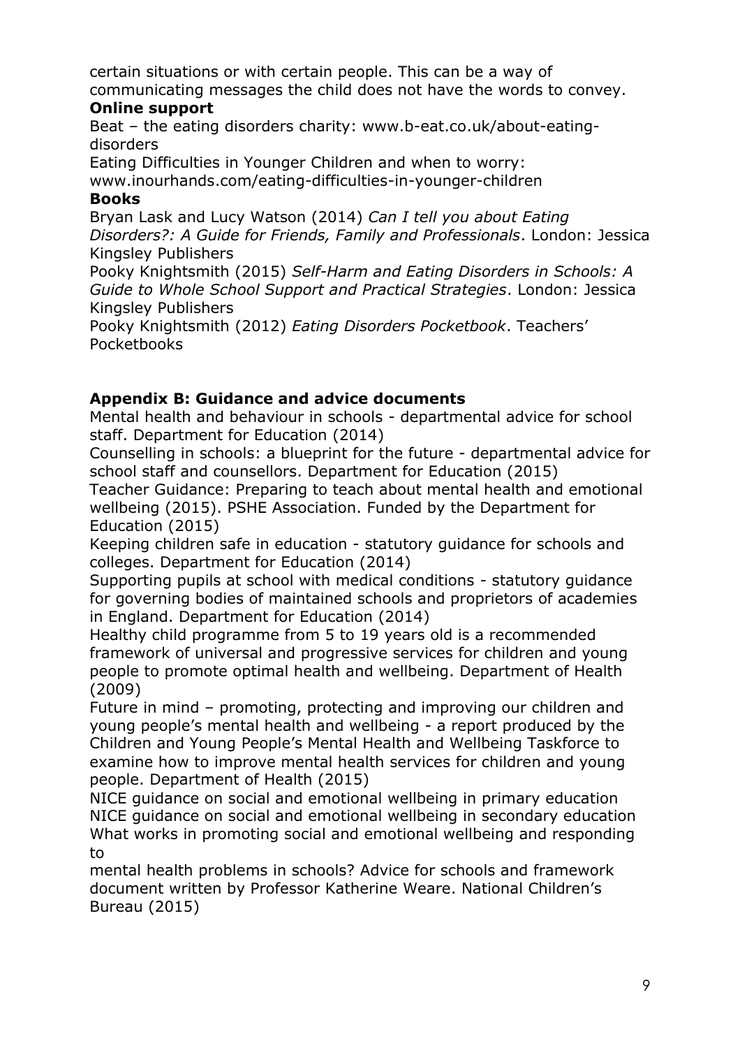certain situations or with certain people. This can be a way of communicating messages the child does not have the words to convey.

**Online support**

Beat – the eating disorders charity: www.b-eat.co.uk/about-eating-disorders

Eating Difficulties in Younger Children and when to worry: www.inourhands.com/eating-difficulties-in-younger-children

**Books**

Bryan Lask and Lucy Watson (2014) *Can I tell you about Eating Disorders?: A Guide for Friends, Family and Professionals*. London: Jessica Kingsley Publishers

Pooky Knightsmith (2015) *Self-Harm and Eating Disorders in Schools: A Guide to Whole School Support and Practical Strategies*. London: Jessica Kingsley Publishers

Pooky Knightsmith (2012) *Eating Disorders Pocketbook*. Teachers' Pocketbooks

## Appendix B: Guidance and advice documents

Mental health and behaviour in schools - departmental advice for school staff. Department for Education (2014)

Counselling in schools: a blueprint for the future - departmental advice for school staff and counsellors. Department for Education (2015)

Teacher Guidance: Preparing to teach about mental health and emotional wellbeing (2015). PSHE Association. Funded by the Department for Education (2015)

Keeping children safe in education - statutory guidance for schools and colleges. Department for Education (2014)

Supporting pupils at school with medical conditions - statutory guidance for governing bodies of maintained schools and proprietors of academies in England. Department for Education (2014)

Healthy child programme from 5 to 19 years old is a recommended framework of universal and progressive services for children and young people to promote optimal health and wellbeing. Department of Health (2009)

Future in mind – promoting, protecting and improving our children and young people's mental health and wellbeing - a report produced by the Children and Young People's Mental Health and Wellbeing Taskforce to examine how to improve mental health services for children and young people. Department of Health (2015)

NICE guidance on social and emotional wellbeing in primary education

NICE guidance on social and emotional wellbeing in secondary education

What works in promoting social and emotional wellbeing and responding to mental health problems in schools? Advice for schools and framework document written by Professor Katherine Weare. National Children's Bureau (2015)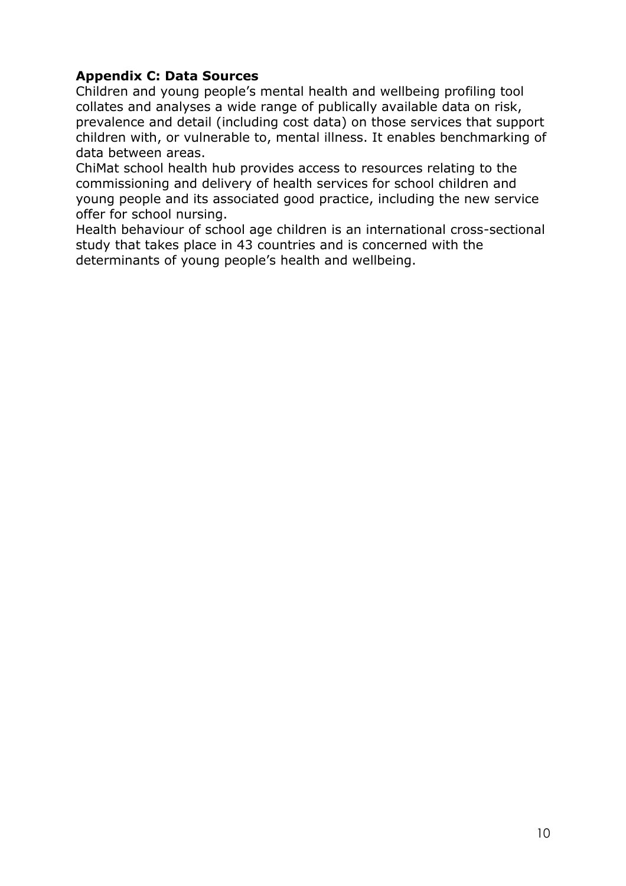## Appendix C: Data Sources

Children and young people's mental health and wellbeing profiling tool collates and analyses a wide range of publically available data on risk, prevalence and detail (including cost data) on those services that support children with, or vulnerable to, mental illness. It enables benchmarking of data between areas.

ChiMat school health hub provides access to resources relating to the commissioning and delivery of health services for school children and young people and its associated good practice, including the new service offer for school nursing.

Health behaviour of school age children is an international cross-sectional study that takes place in 43 countries and is concerned with the determinants of young people's health and wellbeing.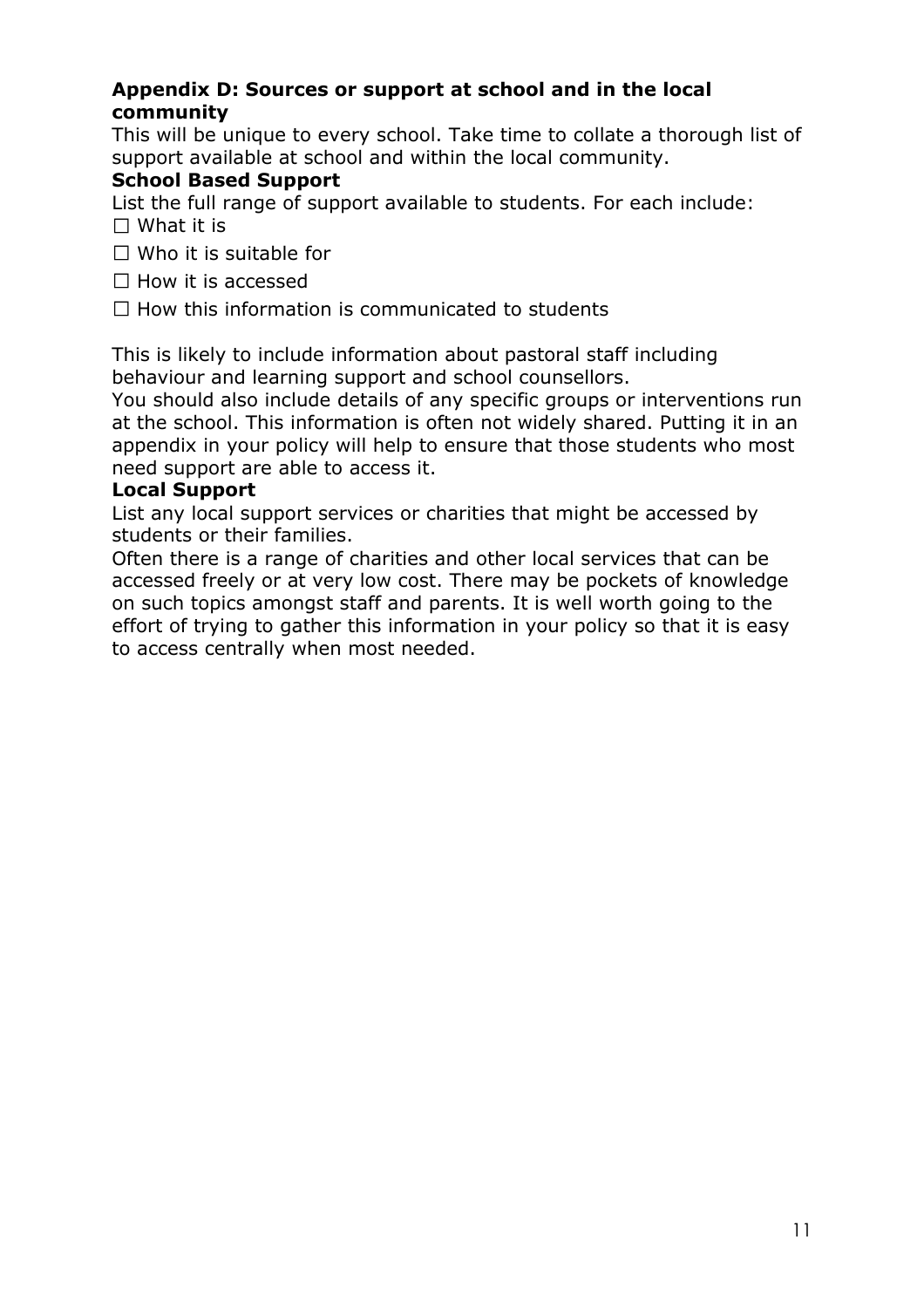**Appendix D: Sources or support at school and in the local community**

This will be unique to every school. Take time to collate a thorough list of support available at school and within the local community.

**School Based Support**

List the full range of support available to students. For each include:

- ☐ What it is
- ☐ Who it is suitable for
- ☐ How it is accessed
- ☐ How this information is communicated to students

This is likely to include information about pastoral staff including behaviour and learning support and school counsellors.

You should also include details of any specific groups or interventions run at the school. This information is often not widely shared. Putting it in an appendix in your policy will help to ensure that those students who most need support are able to access it.

**Local Support**

List any local support services or charities that might be accessed by students or their families.

Often there is a range of charities and other local services that can be accessed freely or at very low cost. There may be pockets of knowledge on such topics amongst staff and parents. It is well worth going to the effort of trying to gather this information in your policy so that it is easy to access centrally when most needed.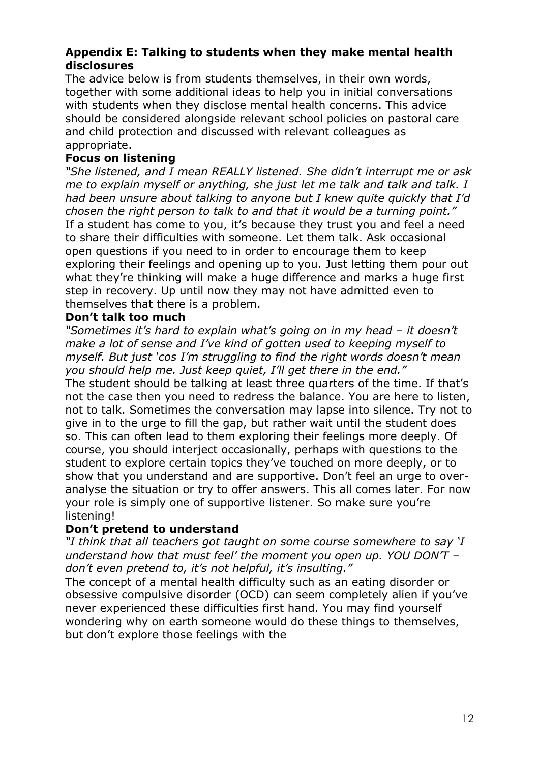## Appendix E: Talking to students when they make mental health disclosures

The advice below is from students themselves, in their own words, together with some additional ideas to help you in initial conversations with students when they disclose mental health concerns. This advice should be considered alongside relevant school policies on pastoral care and child protection and discussed with relevant colleagues as appropriate.

### Focus on listening

*"She listened, and I mean REALLY listened. She didn't interrupt me or ask me to explain myself or anything, she just let me talk and talk and talk. I had been unsure about talking to anyone but I knew quite quickly that I'd chosen the right person to talk to and that it would be a turning point."*

If a student has come to you, it's because they trust you and feel a need to share their difficulties with someone. Let them talk. Ask occasional open questions if you need to in order to encourage them to keep exploring their feelings and opening up to you. Just letting them pour out what they're thinking will make a huge difference and marks a huge first step in recovery. Up until now they may not have admitted even to themselves that there is a problem.

### Don't talk too much

*"Sometimes it's hard to explain what's going on in my head – it doesn't make a lot of sense and I've kind of gotten used to keeping myself to myself. But just 'cos I'm struggling to find the right words doesn't mean you should help me. Just keep quiet, I'll get there in the end."*

The student should be talking at least three quarters of the time. If that's not the case then you need to redress the balance. You are here to listen, not to talk. Sometimes the conversation may lapse into silence. Try not to give in to the urge to fill the gap, but rather wait until the student does so. This can often lead to them exploring their feelings more deeply. Of course, you should interject occasionally, perhaps with questions to the student to explore certain topics they've touched on more deeply, or to show that you understand and are supportive. Don't feel an urge to over-analyse the situation or try to offer answers. This all comes later. For now your role is simply one of supportive listener. So make sure you're listening!

### Don't pretend to understand

*"I think that all teachers got taught on some course somewhere to say 'I understand how that must feel' the moment you open up. YOU DON'T – don't even pretend to, it's not helpful, it's insulting."*

The concept of a mental health difficulty such as an eating disorder or obsessive compulsive disorder (OCD) can seem completely alien if you've never experienced these difficulties first hand. You may find yourself wondering why on earth someone would do these things to themselves, but don't explore those feelings with the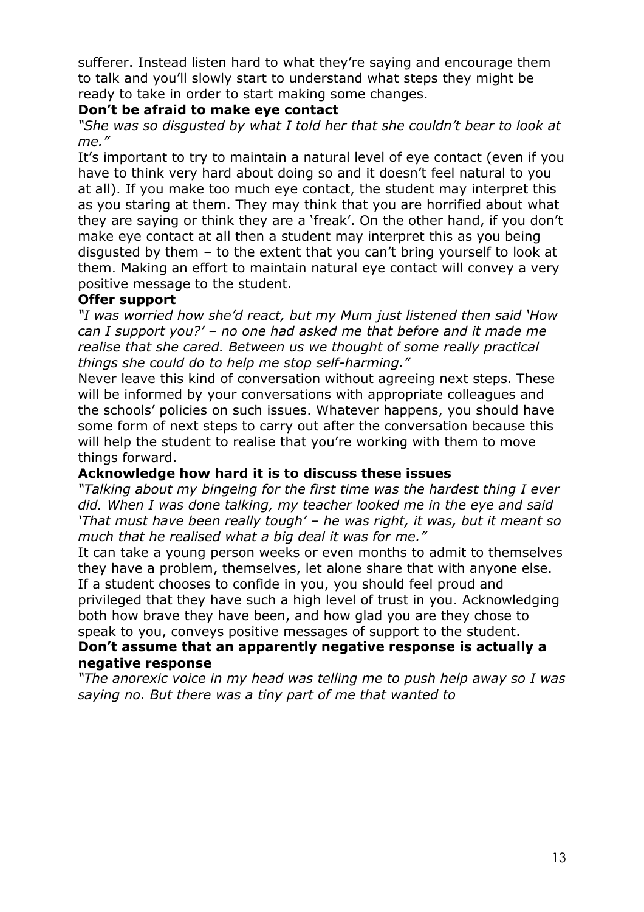sufferer. Instead listen hard to what they're saying and encourage them to talk and you'll slowly start to understand what steps they might be ready to take in order to start making some changes.

**Don't be afraid to make eye contact**

*"She was so disgusted by what I told her that she couldn't bear to look at me."*

It's important to try to maintain a natural level of eye contact (even if you have to think very hard about doing so and it doesn't feel natural to you at all). If you make too much eye contact, the student may interpret this as you staring at them. They may think that you are horrified about what they are saying or think they are a 'freak'. On the other hand, if you don't make eye contact at all then a student may interpret this as you being disgusted by them – to the extent that you can't bring yourself to look at them. Making an effort to maintain natural eye contact will convey a very positive message to the student.

**Offer support**

*"I was worried how she'd react, but my Mum just listened then said 'How can I support you?' – no one had asked me that before and it made me realise that she cared. Between us we thought of some really practical things she could do to help me stop self-harming."*

Never leave this kind of conversation without agreeing next steps. These will be informed by your conversations with appropriate colleagues and the schools' policies on such issues. Whatever happens, you should have some form of next steps to carry out after the conversation because this will help the student to realise that you're working with them to move things forward.

**Acknowledge how hard it is to discuss these issues**

*"Talking about my bingeing for the first time was the hardest thing I ever did. When I was done talking, my teacher looked me in the eye and said 'That must have been really tough' – he was right, it was, but it meant so much that he realised what a big deal it was for me."*

It can take a young person weeks or even months to admit to themselves they have a problem, themselves, let alone share that with anyone else. If a student chooses to confide in you, you should feel proud and privileged that they have such a high level of trust in you. Acknowledging both how brave they have been, and how glad you are they chose to speak to you, conveys positive messages of support to the student.

**Don't assume that an apparently negative response is actually a negative response**

*"The anorexic voice in my head was telling me to push help away so I was saying no. But there was a tiny part of me that wanted to*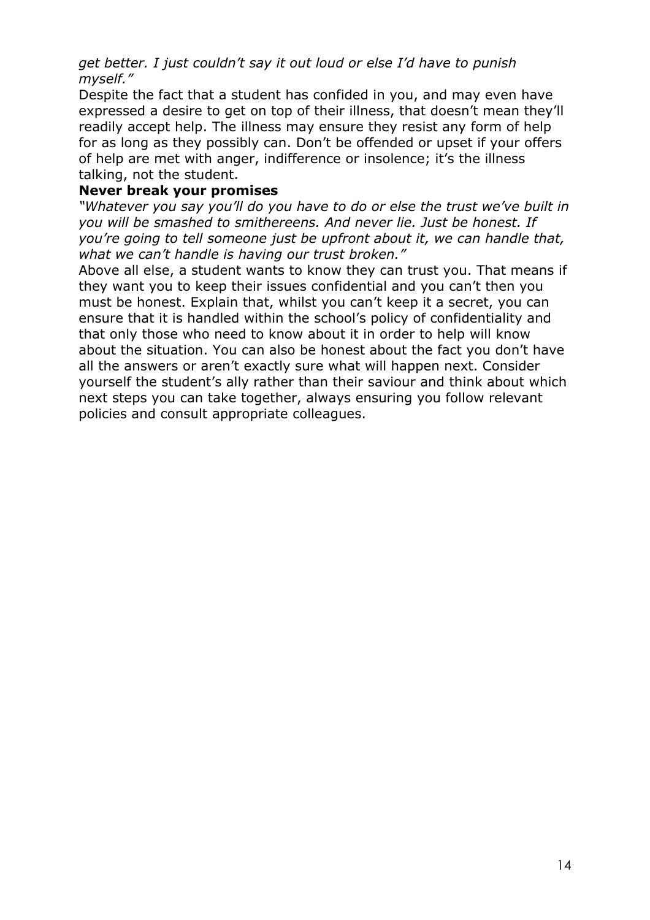*get better. I just couldn't say it out loud or else I'd have to punish myself."*

Despite the fact that a student has confided in you, and may even have expressed a desire to get on top of their illness, that doesn't mean they'll readily accept help. The illness may ensure they resist any form of help for as long as they possibly can. Don't be offended or upset if your offers of help are met with anger, indifference or insolence; it's the illness talking, not the student.

**Never break your promises**

*"Whatever you say you'll do you have to do or else the trust we've built in you will be smashed to smithereens. And never lie. Just be honest. If you're going to tell someone just be upfront about it, we can handle that, what we can't handle is having our trust broken."*

Above all else, a student wants to know they can trust you. That means if they want you to keep their issues confidential and you can't then you must be honest. Explain that, whilst you can't keep it a secret, you can ensure that it is handled within the school's policy of confidentiality and that only those who need to know about it in order to help will know about the situation. You can also be honest about the fact you don't have all the answers or aren't exactly sure what will happen next. Consider yourself the student's ally rather than their saviour and think about which next steps you can take together, always ensuring you follow relevant policies and consult appropriate colleagues.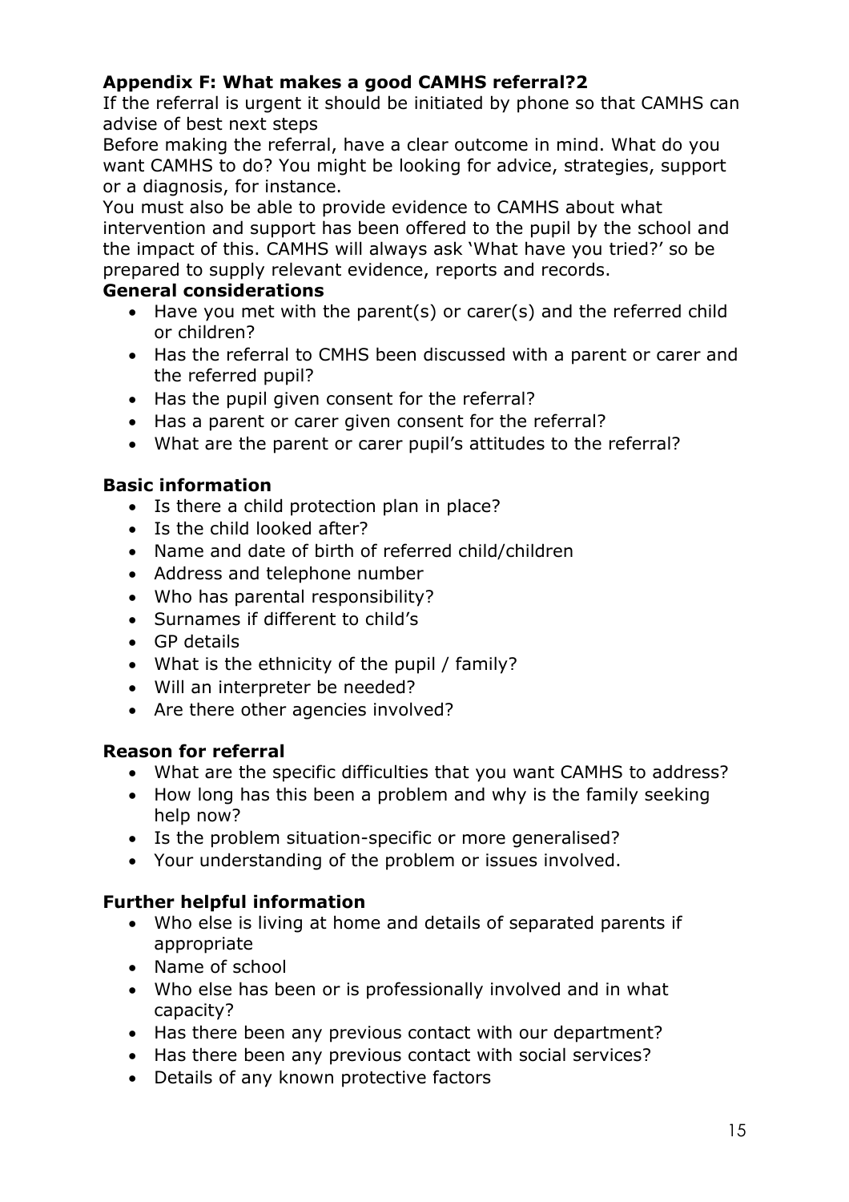## Appendix F: What makes a good CAMHS referral?2

If the referral is urgent it should be initiated by phone so that CAMHS can advise of best next steps

Before making the referral, have a clear outcome in mind. What do you want CAMHS to do? You might be looking for advice, strategies, support or a diagnosis, for instance.

You must also be able to provide evidence to CAMHS about what intervention and support has been offered to the pupil by the school and the impact of this. CAMHS will always ask 'What have you tried?' so be prepared to supply relevant evidence, reports and records.

### General considerations

- Have you met with the parent(s) or carer(s) and the referred child or children?
- Has the referral to CMHS been discussed with a parent or carer and the referred pupil?
- Has the pupil given consent for the referral?
- Has a parent or carer given consent for the referral?
- What are the parent or carer pupil's attitudes to the referral?

### Basic information

- Is there a child protection plan in place?
- Is the child looked after?
- Name and date of birth of referred child/children
- Address and telephone number
- Who has parental responsibility?
- Surnames if different to child's
- GP details
- What is the ethnicity of the pupil / family?
- Will an interpreter be needed?
- Are there other agencies involved?

### Reason for referral

- What are the specific difficulties that you want CAMHS to address?
- How long has this been a problem and why is the family seeking help now?
- Is the problem situation-specific or more generalised?
- Your understanding of the problem or issues involved.

### Further helpful information

- Who else is living at home and details of separated parents if appropriate
- Name of school
- Who else has been or is professionally involved and in what capacity?
- Has there been any previous contact with our department?
- Has there been any previous contact with social services?
- Details of any known protective factors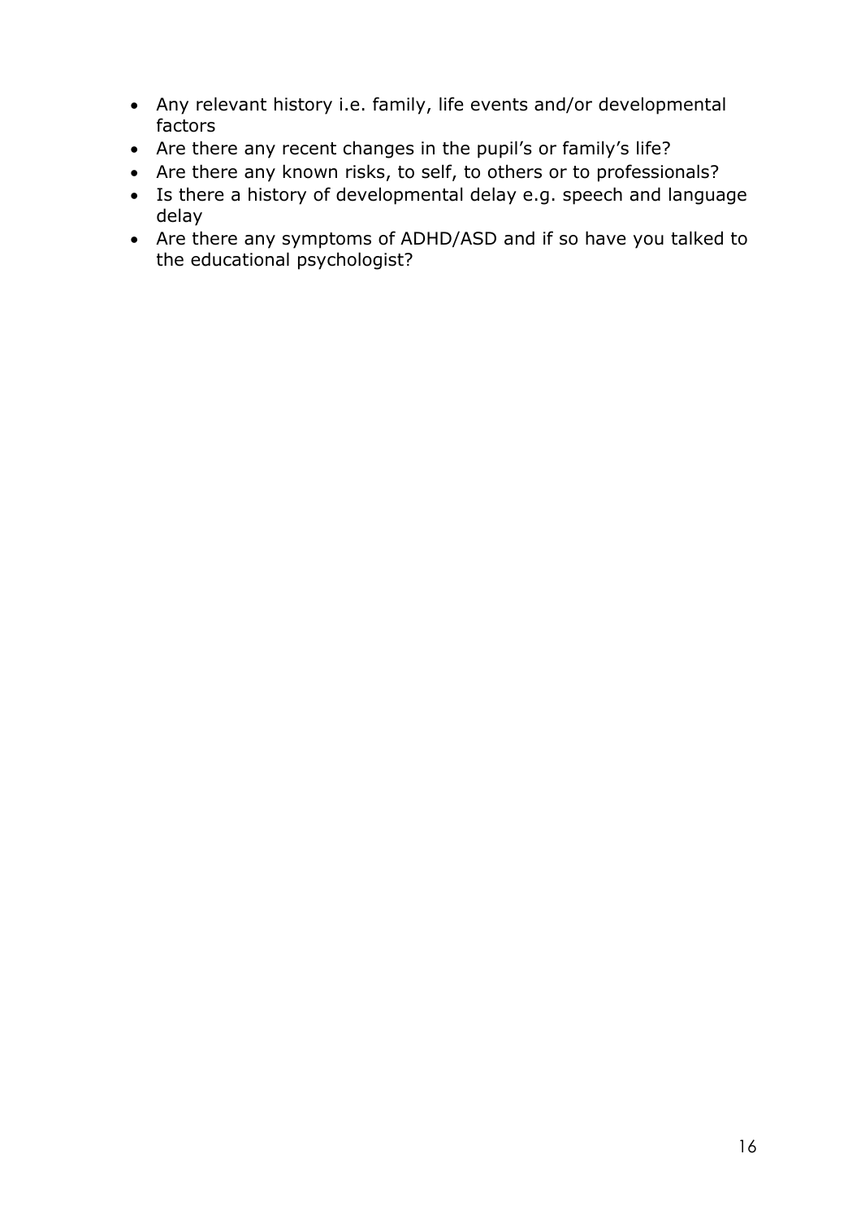- Any relevant history i.e. family, life events and/or developmental factors
- Are there any recent changes in the pupil's or family's life?
- Are there any known risks, to self, to others or to professionals?
- Is there a history of developmental delay e.g. speech and language delay
- Are there any symptoms of ADHD/ASD and if so have you talked to the educational psychologist?